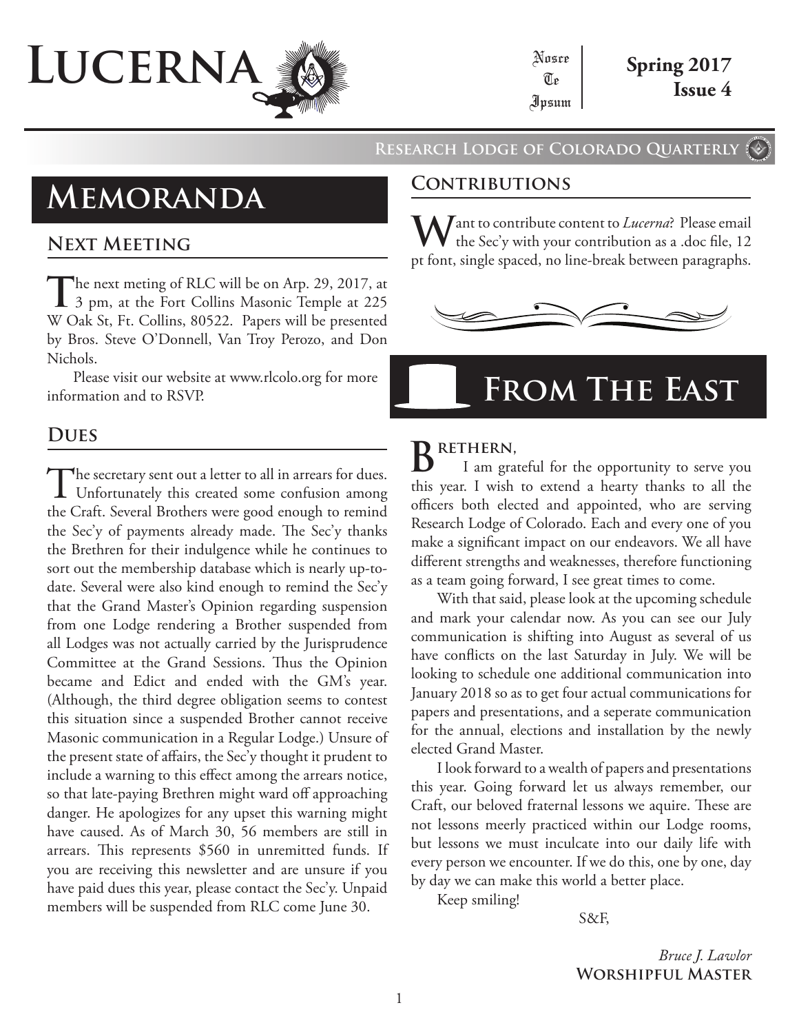# Lucerna

Nosce Te Ipsum

**Spring 2017**
**Issue 4**

**Research Lodge of Colorado Quarterly**

# Memoranda

## Next Meeting

The next meting of RLC will be on Arp. 29, 2017, at 3 pm, at the Fort Collins Masonic Temple at 225 W Oak St, Ft. Collins, 80522. Papers will be presented by Bros. Steve O'Donnell, Van Troy Perozo, and Don Nichols.

Please visit our website at www.rlcolo.org for more information and to RSVP.

## Dues

The secretary sent out a letter to all in arrears for dues. Unfortunately this created some confusion among the Craft. Several Brothers were good enough to remind the Sec'y of payments already made. The Sec'y thanks the Brethren for their indulgence while he continues to sort out the membership database which is nearly up-to-date. Several were also kind enough to remind the Sec'y that the Grand Master's Opinion regarding suspension from one Lodge rendering a Brother suspended from all Lodges was not actually carried by the Jurisprudence Committee at the Grand Sessions. Thus the Opinion became and Edict and ended with the GM's year. (Although, the third degree obligation seems to contest this situation since a suspended Brother cannot receive Masonic communication in a Regular Lodge.) Unsure of the present state of affairs, the Sec'y thought it prudent to include a warning to this effect among the arrears notice, so that late-paying Brethren might ward off approaching danger. He apologizes for any upset this warning might have caused. As of March 30, 56 members are still in arrears. This represents $560 in unremitted funds. If you are receiving this newsletter and are unsure if you have paid dues this year, please contact the Sec'y. Unpaid members will be suspended from RLC come June 30.

## Contributions

Want to contribute content to *Lucerna*? Please email the Sec'y with your contribution as a .doc file, 12 pt font, single spaced, no line-break between paragraphs.

# From The East

Brethern,

I am grateful for the opportunity to serve you this year. I wish to extend a hearty thanks to all the officers both elected and appointed, who are serving Research Lodge of Colorado. Each and every one of you make a significant impact on our endeavors. We all have different strengths and weaknesses, therefore functioning as a team going forward, I see great times to come.

With that said, please look at the upcoming schedule and mark your calendar now. As you can see our July communication is shifting into August as several of us have conflicts on the last Saturday in July. We will be looking to schedule one additional communication into January 2018 so as to get four actual communications for papers and presentations, and a seperate communication for the annual, elections and installation by the newly elected Grand Master.

I look forward to a wealth of papers and presentations this year. Going forward let us always remember, our Craft, our beloved fraternal lessons we aquire. These are not lessons meerly practiced within our Lodge rooms, but lessons we must inculcate into our daily life with every person we encounter. If we do this, one by one, day by day we can make this world a better place.

Keep smiling!

S&F,

*Bruce J. Lawlor*
**Worshipful Master**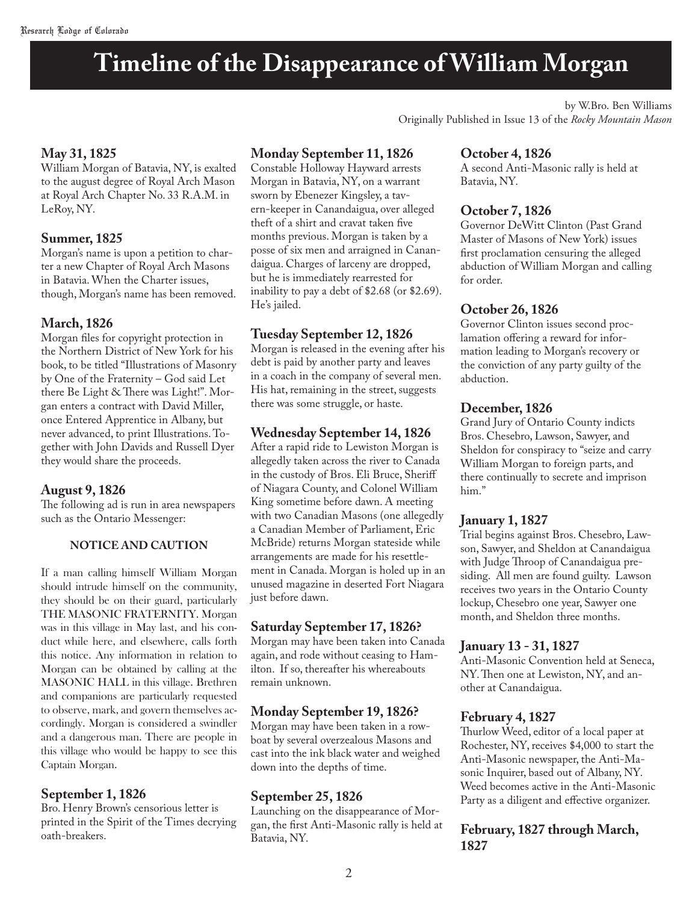# Timeline of the Disappearance of William Morgan

by W.Bro. Ben Williams
Originally Published in Issue 13 of the *Rocky Mountain Mason*

### May 31, 1825

William Morgan of Batavia, NY, is exalted to the august degree of Royal Arch Mason at Royal Arch Chapter No. 33 R.A.M. in LeRoy, NY.

### Summer, 1825

Morgan's name is upon a petition to charter a new Chapter of Royal Arch Masons in Batavia. When the Charter issues, though, Morgan's name has been removed.

### March, 1826

Morgan files for copyright protection in the Northern District of New York for his book, to be titled "Illustrations of Masonry by One of the Fraternity – God said Let there Be Light & There was Light!". Morgan enters a contract with David Miller, once Entered Apprentice in Albany, but never advanced, to print Illustrations. Together with John Davids and Russell Dyer they would share the proceeds.

### August 9, 1826

The following ad is run in area newspapers such as the Ontario Messenger:

**NOTICE AND CAUTION**

If a man calling himself William Morgan should intrude himself on the community, they should be on their guard, particularly THE MASONIC FRATERNITY. Morgan was in this village in May last, and his conduct while here, and elsewhere, calls forth this notice. Any information in relation to Morgan can be obtained by calling at the MASONIC HALL in this village. Brethren and companions are particularly requested to observe, mark, and govern themselves accordingly. Morgan is considered a swindler and a dangerous man. There are people in this village who would be happy to see this Captain Morgan.

### September 1, 1826

Bro. Henry Brown's censorious letter is printed in the Spirit of the Times decrying oath-breakers.

### Monday September 11, 1826

Constable Holloway Hayward arrests Morgan in Batavia, NY, on a warrant sworn by Ebenezer Kingsley, a tavern-keeper in Canandaigua, over alleged theft of a shirt and cravat taken five months previous. Morgan is taken by a posse of six men and arraigned in Canandaigua. Charges of larceny are dropped, but he is immediately rearrested for inability to pay a debt of $2.68 (or $2.69). He's jailed.

### Tuesday September 12, 1826

Morgan is released in the evening after his debt is paid by another party and leaves in a coach in the company of several men. His hat, remaining in the street, suggests there was some struggle, or haste.

### Wednesday September 14, 1826

After a rapid ride to Lewiston Morgan is allegedly taken across the river to Canada in the custody of Bros. Eli Bruce, Sheriff of Niagara County, and Colonel William King sometime before dawn. A meeting with two Canadian Masons (one allegedly a Canadian Member of Parliament, Eric McBride) returns Morgan stateside while arrangements are made for his resettlement in Canada. Morgan is holed up in an unused magazine in deserted Fort Niagara just before dawn.

### Saturday September 17, 1826?

Morgan may have been taken into Canada again, and rode without ceasing to Hamilton. If so, thereafter his whereabouts remain unknown.

### Monday September 19, 1826?

Morgan may have been taken in a rowboat by several overzealous Masons and cast into the ink black water and weighed down into the depths of time.

### September 25, 1826

Launching on the disappearance of Morgan, the first Anti-Masonic rally is held at Batavia, NY.

### October 4, 1826

A second Anti-Masonic rally is held at Batavia, NY.

### October 7, 1826

Governor DeWitt Clinton (Past Grand Master of Masons of New York) issues first proclamation censuring the alleged abduction of William Morgan and calling for order.

### October 26, 1826

Governor Clinton issues second proclamation offering a reward for information leading to Morgan's recovery or the conviction of any party guilty of the abduction.

### December, 1826

Grand Jury of Ontario County indicts Bros. Chesebro, Lawson, Sawyer, and Sheldon for conspiracy to "seize and carry William Morgan to foreign parts, and there continually to secrete and imprison him."

### January 1, 1827

Trial begins against Bros. Chesebro, Lawson, Sawyer, and Sheldon at Canandaigua with Judge Throop of Canandaigua presiding. All men are found guilty. Lawson receives two years in the Ontario County lockup, Chesebro one year, Sawyer one month, and Sheldon three months.

### January 13 - 31, 1827

Anti-Masonic Convention held at Seneca, NY. Then one at Lewiston, NY, and another at Canandaigua.

### February 4, 1827

Thurlow Weed, editor of a local paper at Rochester, NY, receives $4,000 to start the Anti-Masonic newspaper, the Anti-Masonic Inquirer, based out of Albany, NY. Weed becomes active in the Anti-Masonic Party as a diligent and effective organizer.

### February, 1827 through March, 1827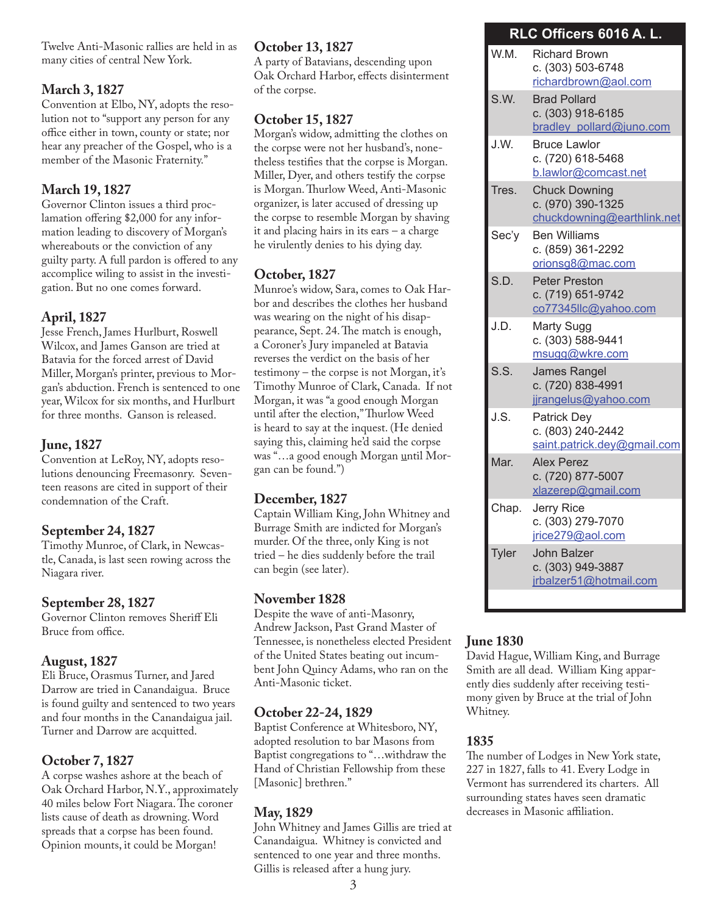Twelve Anti-Masonic rallies are held in as many cities of central New York.

## March 3, 1827

Convention at Elbo, NY, adopts the resolution not to "support any person for any office either in town, county or state; nor hear any preacher of the Gospel, who is a member of the Masonic Fraternity."

## March 19, 1827

Governor Clinton issues a third proclamation offering $2,000 for any information leading to discovery of Morgan's whereabouts or the conviction of any guilty party. A full pardon is offered to any accomplice wiling to assist in the investigation. But no one comes forward.

## April, 1827

Jesse French, James Hurlburt, Roswell Wilcox, and James Ganson are tried at Batavia for the forced arrest of David Miller, Morgan's printer, previous to Morgan's abduction. French is sentenced to one year, Wilcox for six months, and Hurlburt for three months. Ganson is released.

## June, 1827

Convention at LeRoy, NY, adopts resolutions denouncing Freemasonry. Seventeen reasons are cited in support of their condemnation of the Craft.

## September 24, 1827

Timothy Munroe, of Clark, in Newcastle, Canada, is last seen rowing across the Niagara river.

## September 28, 1827

Governor Clinton removes Sheriff Eli Bruce from office.

## August, 1827

Eli Bruce, Orasmus Turner, and Jared Darrow are tried in Canandaigua. Bruce is found guilty and sentenced to two years and four months in the Canandaigua jail. Turner and Darrow are acquitted.

## October 7, 1827

A corpse washes ashore at the beach of Oak Orchard Harbor, N.Y., approximately 40 miles below Fort Niagara. The coroner lists cause of death as drowning. Word spreads that a corpse has been found. Opinion mounts, it could be Morgan!

## October 13, 1827

A party of Batavians, descending upon Oak Orchard Harbor, effects disinterment of the corpse.

## October 15, 1827

Morgan's widow, admitting the clothes on the corpse were not her husband's, nonetheless testifies that the corpse is Morgan. Miller, Dyer, and others testify the corpse is Morgan. Thurlow Weed, Anti-Masonic organizer, is later accused of dressing up the corpse to resemble Morgan by shaving it and placing hairs in its ears – a charge he virulently denies to his dying day.

## October, 1827

Munroe's widow, Sara, comes to Oak Harbor and describes the clothes her husband was wearing on the night of his disappearance, Sept. 24. The match is enough, a Coroner's Jury impaneled at Batavia reverses the verdict on the basis of her testimony – the corpse is not Morgan, it's Timothy Munroe of Clark, Canada. If not Morgan, it was "a good enough Morgan until after the election," Thurlow Weed is heard to say at the inquest. (He denied saying this, claiming he'd said the corpse was "…a good enough Morgan until Morgan can be found.")

## December, 1827

Captain William King, John Whitney and Burrage Smith are indicted for Morgan's murder. Of the three, only King is not tried – he dies suddenly before the trail can begin (see later).

## November 1828

Despite the wave of anti-Masonry, Andrew Jackson, Past Grand Master of Tennessee, is nonetheless elected President of the United States beating out incumbent John Quincy Adams, who ran on the Anti-Masonic ticket.

## October 22-24, 1829

Baptist Conference at Whitesboro, NY, adopted resolution to bar Masons from Baptist congregations to "…withdraw the Hand of Christian Fellowship from these [Masonic] brethren."

## May, 1829

John Whitney and James Gillis are tried at Canandaigua. Whitney is convicted and sentenced to one year and three months. Gillis is released after a hung jury.

## RLC Officers 6016 A. L.

| | |
|---|---|
| W.M. | Richard Brown<br>c. (303) 503-6748<br>richardbrown@aol.com |
| S.W. | Brad Pollard<br>c. (303) 918-6185<br>bradley_pollard@juno.com |
| J.W. | Bruce Lawlor<br>c. (720) 618-5468<br>b.lawlor@comcast.net |
| Tres. | Chuck Downing<br>c. (970) 390-1325<br>chuckdowning@earthlink.net |
| Sec'y | Ben Williams<br>c. (859) 361-2292<br>orionsg8@mac.com |
| S.D. | Peter Preston<br>c. (719) 651-9742<br>co77345llc@yahoo.com |
| J.D. | Marty Sugg<br>c. (303) 588-9441<br>msugg@wkre.com |
| S.S. | James Rangel<br>c. (720) 838-4991<br>jjrangelus@yahoo.com |
| J.S. | Patrick Dey<br>c. (803) 240-2442<br>saint.patrick.dey@gmail.com |
| Mar. | Alex Perez<br>c. (720) 877-5007<br>xlazerep@gmail.com |
| Chap. | Jerry Rice<br>c. (303) 279-7070<br>jrice279@aol.com |
| Tyler | John Balzer<br>c. (303) 949-3887<br>jrbalzer51@hotmail.com |

## June 1830

David Hague, William King, and Burrage Smith are all dead. William King apparently dies suddenly after receiving testimony given by Bruce at the trial of John Whitney.

## 1835

The number of Lodges in New York state, 227 in 1827, falls to 41. Every Lodge in Vermont has surrendered its charters. All surrounding states haves seen dramatic decreases in Masonic affiliation.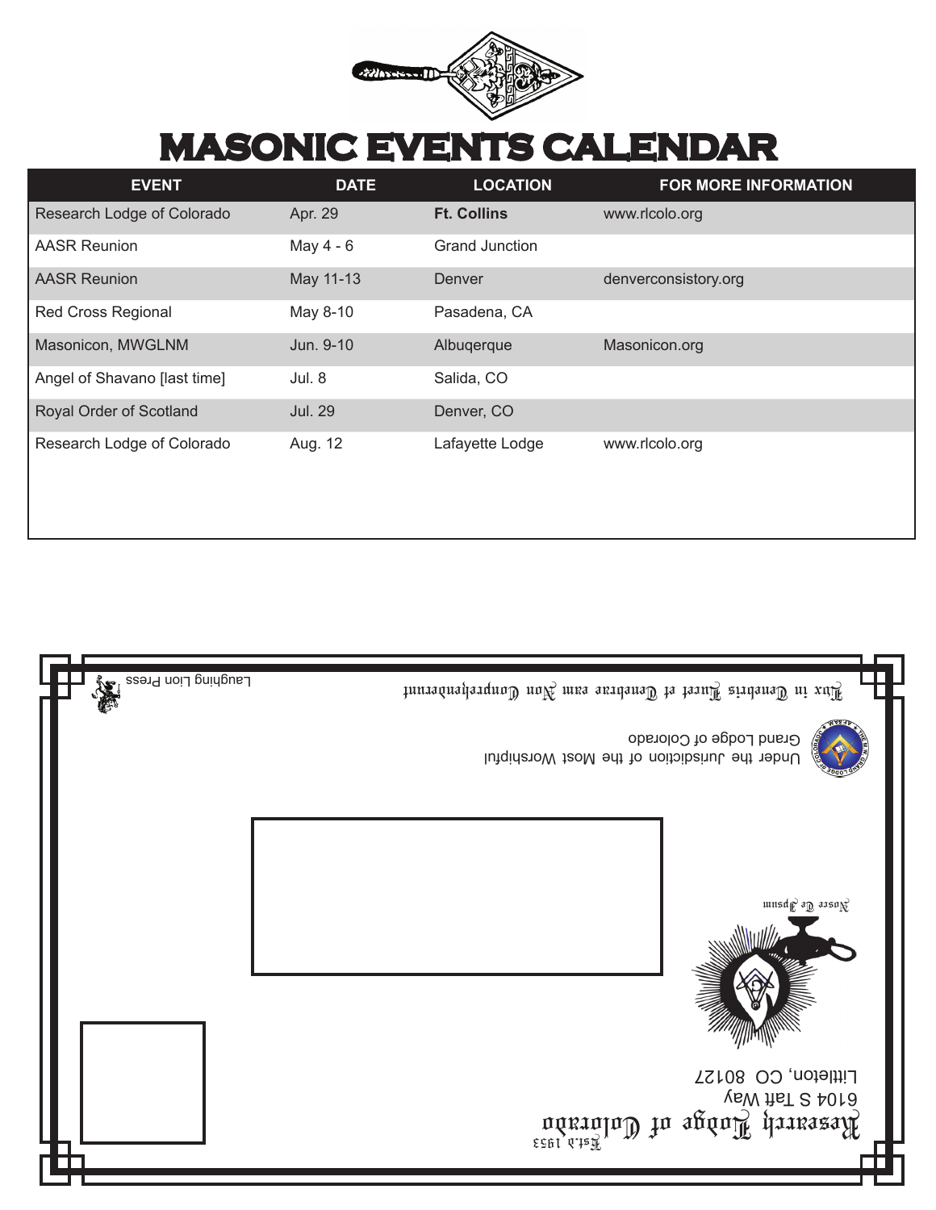# MASONIC EVENTS CALENDAR

| EVENT | DATE | LOCATION | FOR MORE INFORMATION |
|---|---|---|---|
| Research Lodge of Colorado | Apr. 29 | **Ft. Collins** | www.rlcolo.org |
| AASR Reunion | May 4 - 6 | Grand Junction | |
| AASR Reunion | May 11-13 | Denver | denverconsistory.org |
| Red Cross Regional | May 8-10 | Pasadena, CA | |
| Masonicon, MWGLNM | Jun. 9-10 | Albuqerque | Masonicon.org |
| Angel of Shavano [last time] | Jul. 8 | Salida, CO | |
| Royal Order of Scotland | Jul. 29 | Denver, CO | |
| Research Lodge of Colorado | Aug. 12 | Lafayette Lodge | www.rlcolo.org |

Laughing Lion Press

Lux in Tenebris Lucet et Tenebrae eam Non Comprehenderunt

Under the Jurisdiction of the Most Worshipful Grand Lodge of Colorado

Nosce Te Ipsum

Research Lodge of Colorado
Estd 1953
6104 S Taft Way
Littleton, CO 80127